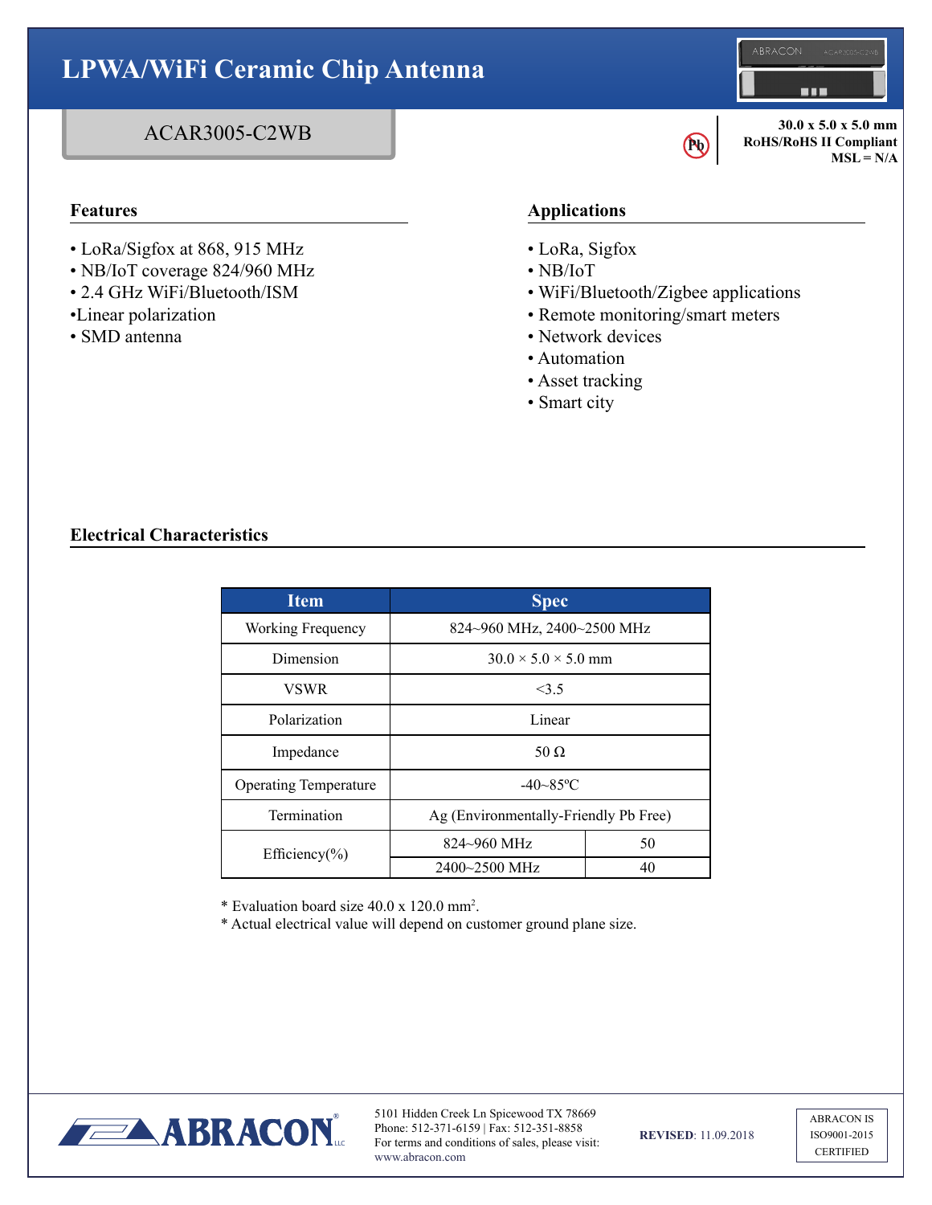# LPWA/WiFi Ceramic Chip Antenna

## ACAR3005-C2WB

**30.0 x 5.0 x 5.0 mm**
**RoHS/RoHS II Compliant**
**MSL = N/A**

### Features

- LoRa/Sigfox at 868, 915 MHz
- NB/IoT coverage 824/960 MHz
- 2.4 GHz WiFi/Bluetooth/ISM
- Linear polarization
- SMD antenna

### Applications

- LoRa, Sigfox
- NB/IoT
- WiFi/Bluetooth/Zigbee applications
- Remote monitoring/smart meters
- Network devices
- Automation
- Asset tracking
- Smart city

### Electrical Characteristics

| Item | Spec | |
|---|---|---|
| Working Frequency | 824~960 MHz, 2400~2500 MHz | |
| Dimension | 30.0 × 5.0 × 5.0 mm | |
| VSWR | <3.5 | |
| Polarization | Linear | |
| Impedance | 50 Ω | |
| Operating Temperature | -40~85ºC | |
| Termination | Ag (Environmentally-Friendly Pb Free) | |
| Efficiency(%) | 824~960 MHz | 50 |
| | 2400~2500 MHz | 40 |

* Evaluation board size 40.0 x 120.0 mm$^2$.
* Actual electrical value will depend on customer ground plane size.

5101 Hidden Creek Ln Spicewood TX 78669
Phone: 512-371-6159 | Fax: 512-351-8858
For terms and conditions of sales, please visit:
www.abracon.com

**REVISED**: 11.09.2018

ABRACON IS ISO9001-2015 CERTIFIED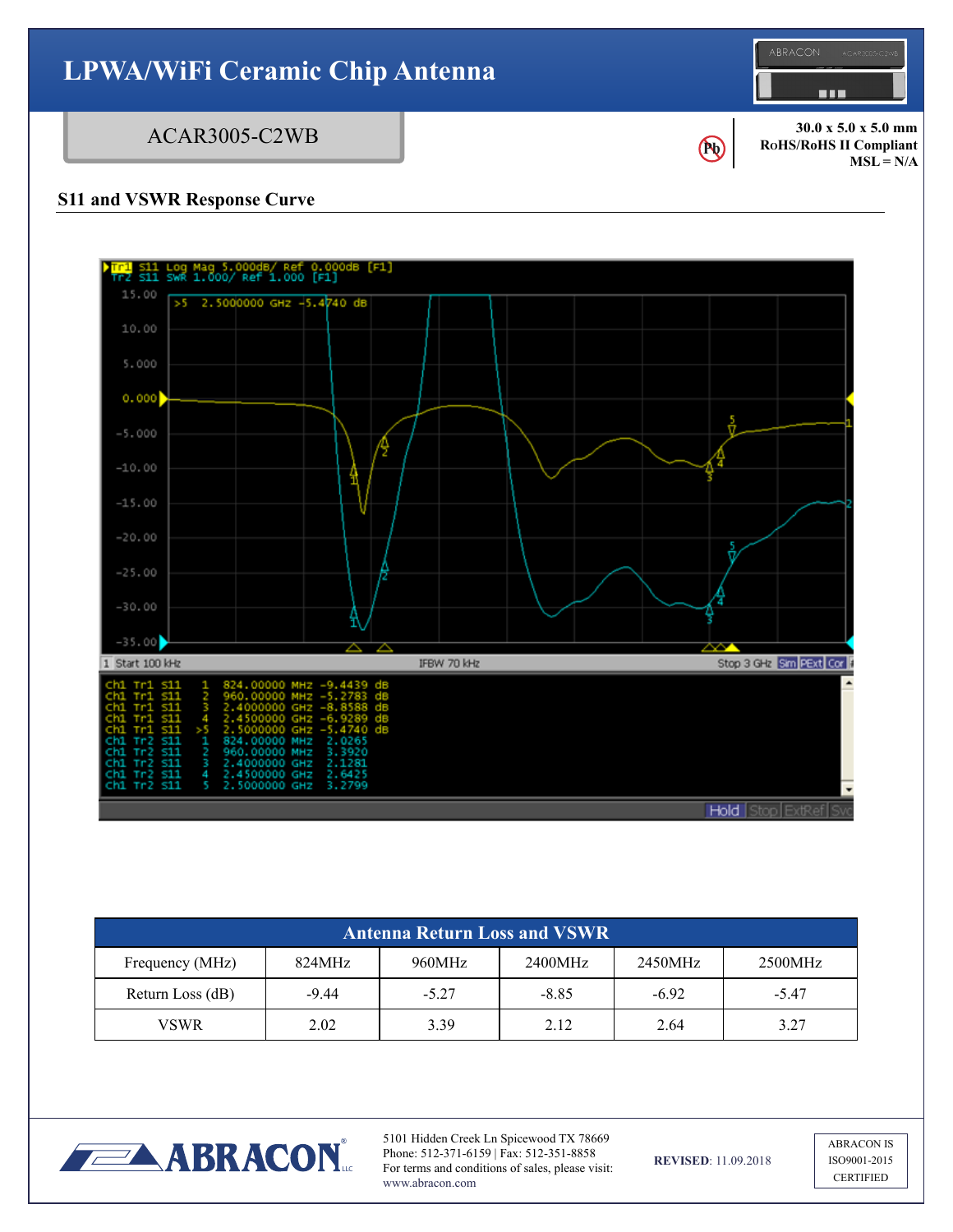# LPWA/WiFi Ceramic Chip Antenna

ACAR3005-C2WB

30.0 x 5.0 x 5.0 mm
RoHS/RoHS II Compliant
MSL = N/A

## S11 and VSWR Response Curve

```
Tr1 S11 Log Mag 5.000dB/ Ref 0.000dB [F1]
Tr2 S11 SWR 1.000/ Ref 1.000 [F1]
>5 2.5000000 GHz -5.4740 dB

1 Start 100 kHz          IFBW 70 kHz          Stop 3 GHz

Ch1 Tr1 S11   1   824.00000 MHz -9.4439 dB
Ch1 Tr1 S11   2   960.00000 MHz -5.2783 dB
Ch1 Tr1 S11   3   2.4000000 GHz -8.8588 dB
Ch1 Tr1 S11   4   2.4500000 GHz -6.9289 dB
Ch1 Tr1 S11  >5   2.5000000 GHz -5.4740 dB
Ch1 Tr2 S11   1   824.00000 MHz 2.0265
Ch1 Tr2 S11   2   960.00000 MHz 3.3920
Ch1 Tr2 S11   3   2.4000000 GHz 2.1281
Ch1 Tr2 S11   4   2.4500000 GHz 2.6425
Ch1 Tr2 S11   5   2.5000000 GHz 3.2799
```

| Antenna Return Loss and VSWR | | | | | |
|---|---|---|---|---|---|
| Frequency (MHz) | 824MHz | 960MHz | 2400MHz | 2450MHz | 2500MHz |
| Return Loss (dB) | -9.44 | -5.27 | -8.85 | -6.92 | -5.47 |
| VSWR | 2.02 | 3.39 | 2.12 | 2.64 | 3.27 |

5101 Hidden Creek Ln Spicewood TX 78669
Phone: 512-371-6159 | Fax: 512-351-8858
For terms and conditions of sales, please visit: www.abracon.com

**REVISED**: 11.09.2018

ABRACON IS ISO9001-2015 CERTIFIED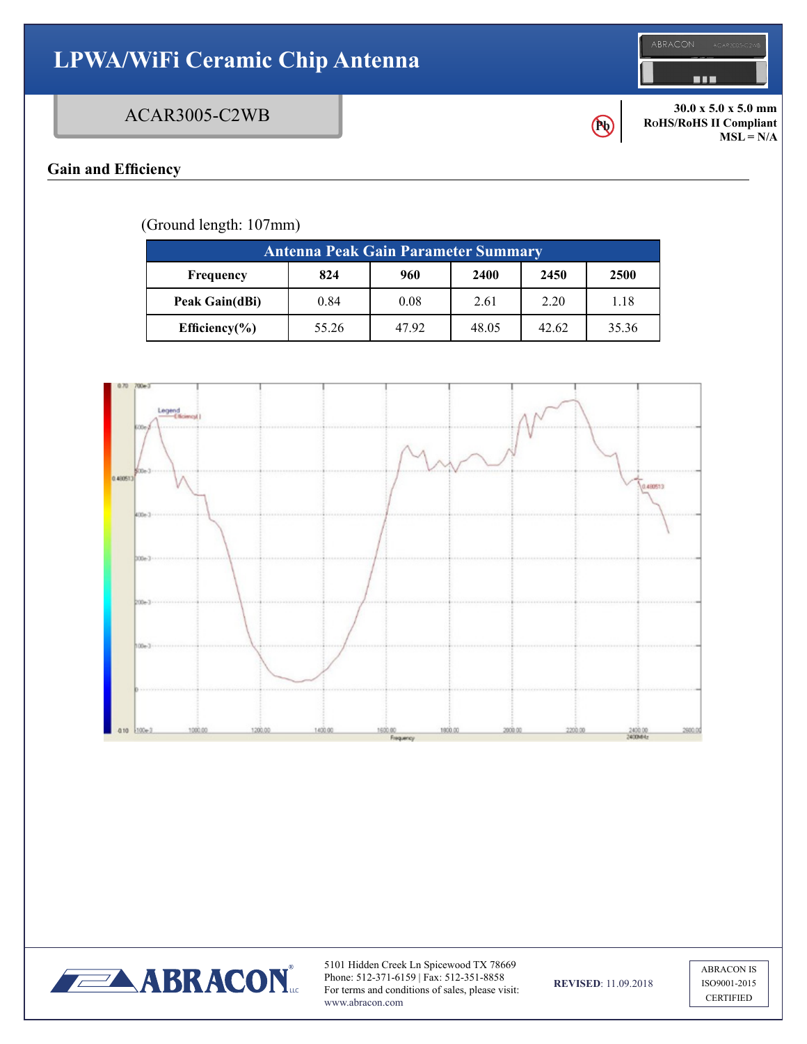# LPWA/WiFi Ceramic Chip Antenna

ACAR3005-C2WB

30.0 x 5.0 x 5.0 mm
RoHS/RoHS II Compliant
MSL = N/A

## Gain and Efficiency

(Ground length: 107mm)

| Antenna Peak Gain Parameter Summary | | | | | |
|---|---|---|---|---|---|
| **Frequency** | **824** | **960** | **2400** | **2450** | **2500** |
| **Peak Gain(dBi)** | 0.84 | 0.08 | 2.61 | 2.20 | 1.18 |
| **Efficiency(%)** | 55.26 | 47.92 | 48.05 | 42.62 | 35.36 |

5101 Hidden Creek Ln Spicewood TX 78669
Phone: 512-371-6159 | Fax: 512-351-8858
For terms and conditions of sales, please visit:
www.abracon.com

**REVISED**: 11.09.2018

ABRACON IS ISO9001-2015 CERTIFIED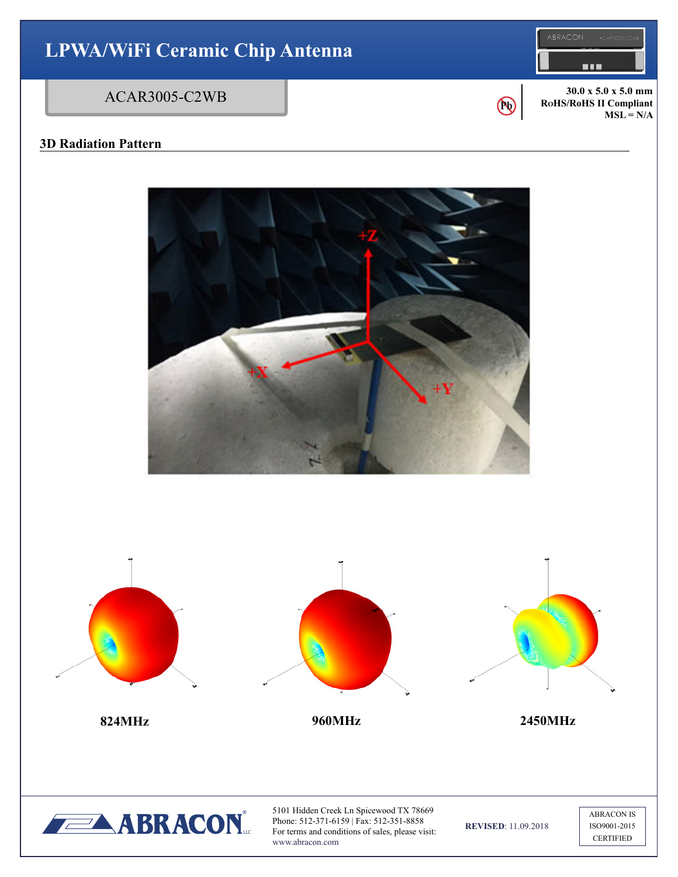# LPWA/WiFi Ceramic Chip Antenna

ACAR3005-C2WB

30.0 x 5.0 x 5.0 mm
RoHS/RoHS II Compliant
MSL = N/A

## 3D Radiation Pattern

824MHz

960MHz

2450MHz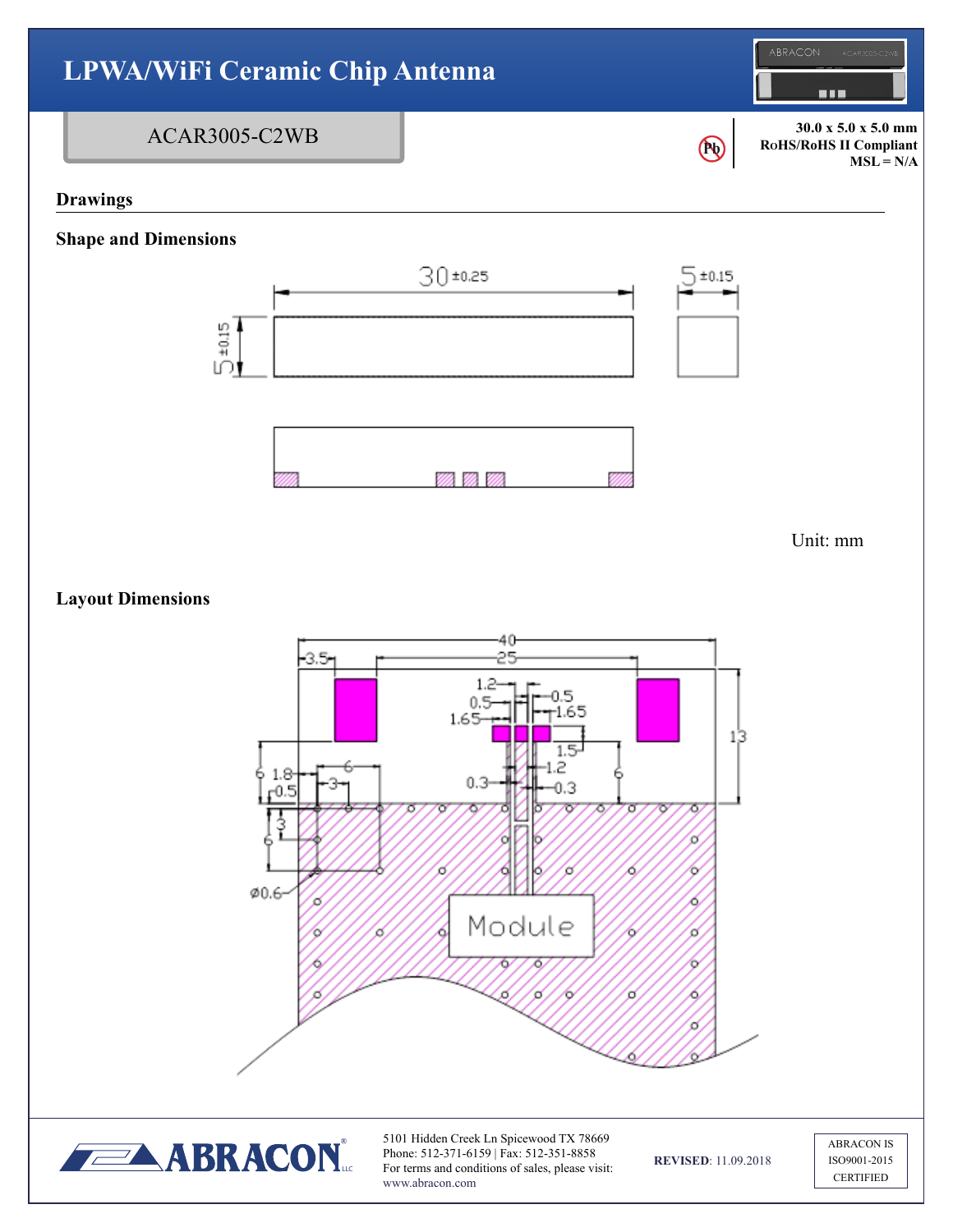# LPWA/WiFi Ceramic Chip Antenna

ACAR3005-C2WB

30.0 x 5.0 x 5.0 mm
RoHS/RoHS II Compliant
MSL = N/A

## Drawings

### Shape and Dimensions

30 ±0.25

5 ±0.15

5 ±0.15

Unit: mm

### Layout Dimensions

40

3.5

25

1.2

0.5

0.5

1.65

1.65

1.5

1.2

0.3

0.3

13

6

6

1.8

0.5

6

3

3

6

ø0.6

Module

5101 Hidden Creek Ln Spicewood TX 78669
Phone: 512-371-6159 | Fax: 512-351-8858
For terms and conditions of sales, please visit:
www.abracon.com

**REVISED**: 11.09.2018

ABRACON IS
ISO9001-2015
CERTIFIED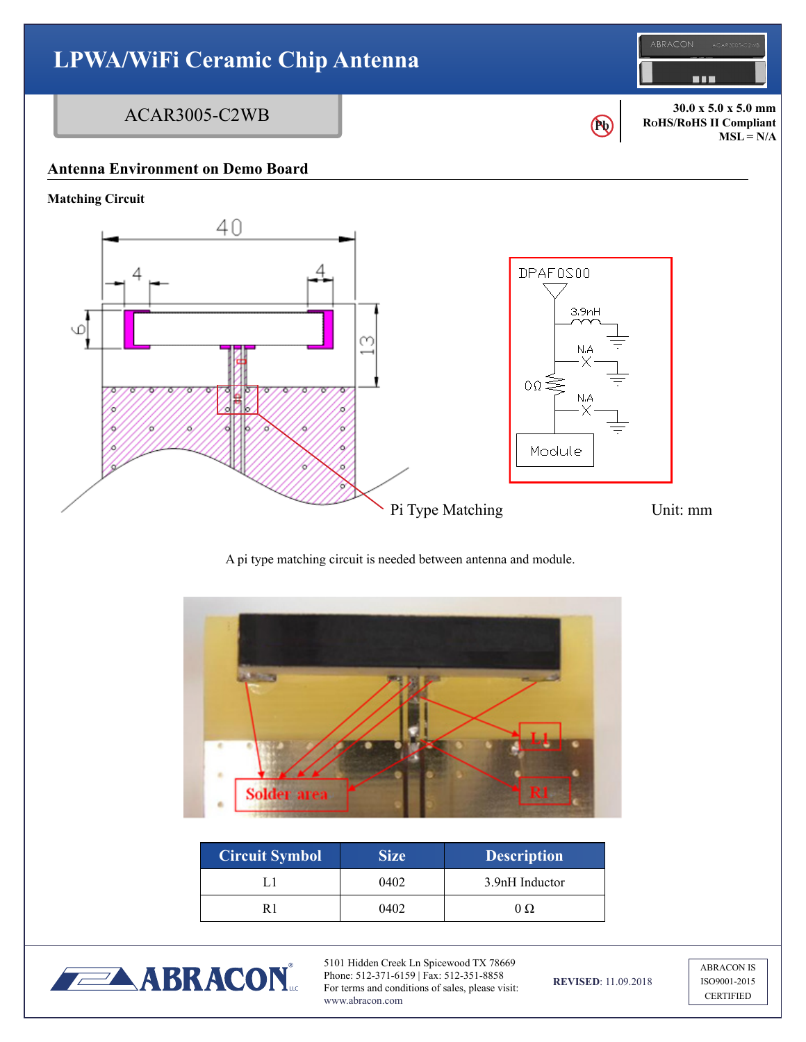# LPWA/WiFi Ceramic Chip Antenna

## ACAR3005-C2WB

**30.0 x 5.0 x 5.0 mm**
**RoHS/RoHS II Compliant**
**MSL = N/A**

## Antenna Environment on Demo Board

### Matching Circuit

Pi Type Matching

Unit: mm

A pi type matching circuit is needed between antenna and module.

| Circuit Symbol | Size | Description |
|---|---|---|
| L1 | 0402 | 3.9nH Inductor |
| R1 | 0402 | 0 Ω |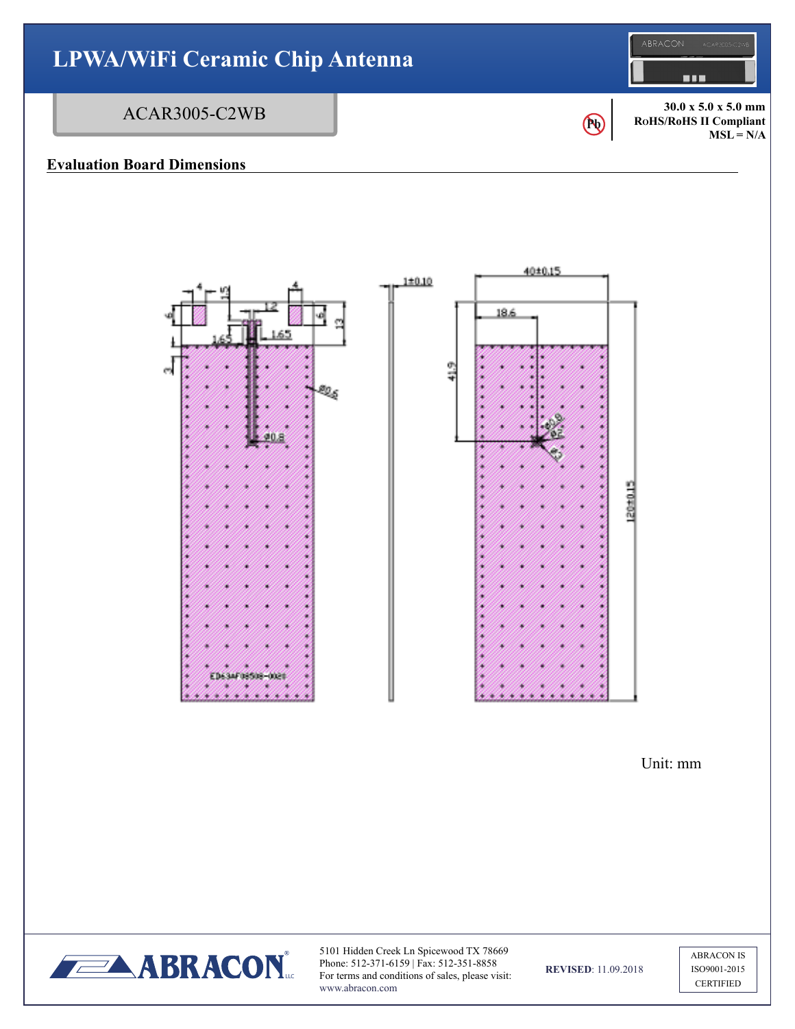# LPWA/WiFi Ceramic Chip Antenna

## ACAR3005-C2WB

**30.0 x 5.0 x 5.0 mm**
**RoHS/RoHS II Compliant**
**MSL = N/A**

### Evaluation Board Dimensions

Unit: mm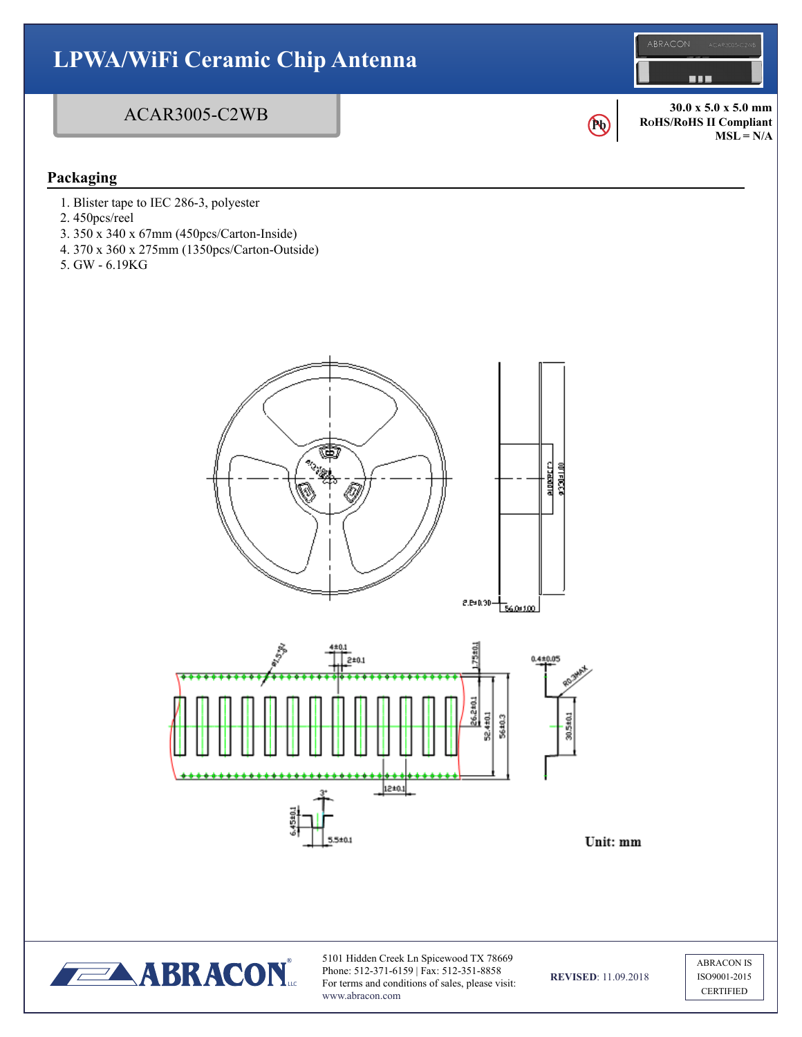# LPWA/WiFi Ceramic Chip Antenna

## ACAR3005-C2WB

**30.0 x 5.0 x 5.0 mm**
**RoHS/RoHS II Compliant**
**MSL = N/A**

## Packaging

1. Blister tape to IEC 286-3, polyester
2. 450pcs/reel
3. 350 x 340 x 67mm (450pcs/Carton-Inside)
4. 370 x 360 x 275mm (1350pcs/Carton-Outside)
5. GW - 6.19KG

**Unit: mm**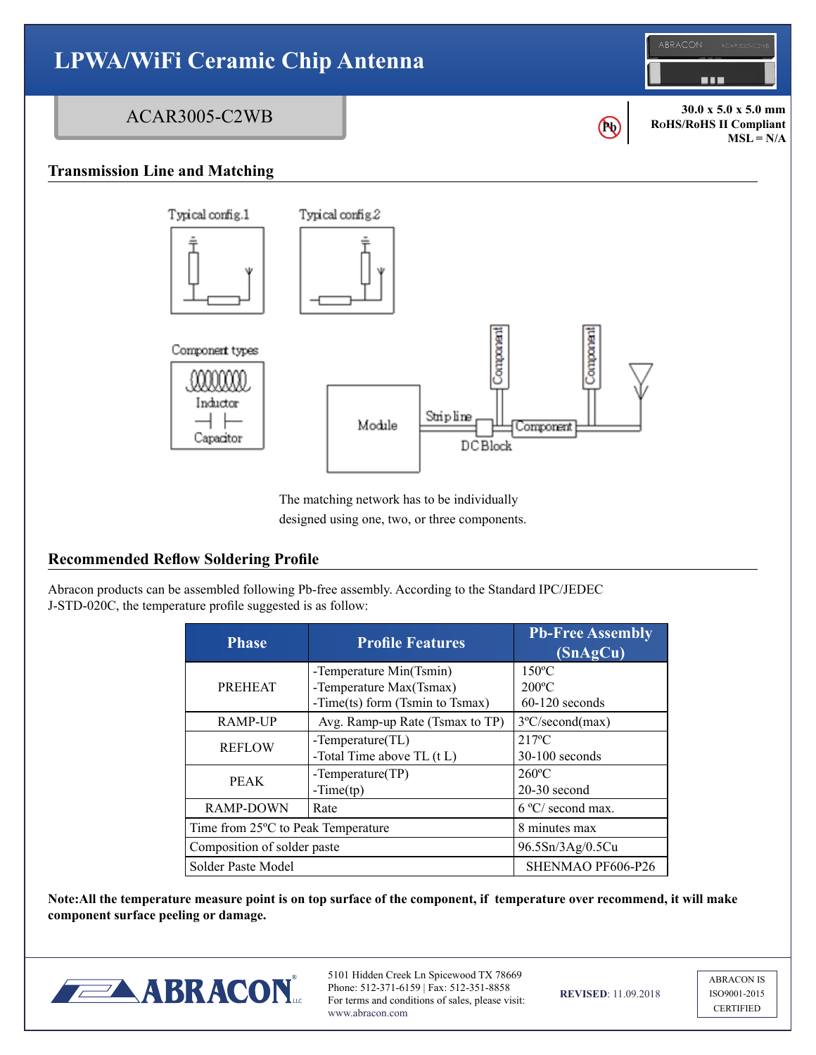# LPWA/WiFi Ceramic Chip Antenna

## ACAR3005-C2WB

**30.0 x 5.0 x 5.0 mm**
**RoHS/RoHS II Compliant**
**MSL = N/A**

## Transmission Line and Matching

Typical config.1

Typical config.2

Component types

Inductor

Capacitor

Module — Strip line — DC Block — Component — Component — Component

The matching network has to be individually designed using one, two, or three components.

## Recommended Reflow Soldering Profile

Abracon products can be assembled following Pb-free assembly. According to the Standard IPC/JEDEC J-STD-020C, the temperature profile suggested is as follow:

| Phase | Profile Features | Pb-Free Assembly (SnAgCu) |
|---|---|---|
| PREHEAT | -Temperature Min(Tsmin)<br>-Temperature Max(Tsmax)<br>-Time(ts) form (Tsmin to Tsmax) | 150ºC<br>200ºC<br>60-120 seconds |
| RAMP-UP | Avg. Ramp-up Rate (Tsmax to TP) | 3ºC/second(max) |
| REFLOW | -Temperature(TL)<br>-Total Time above TL (t L) | 217ºC<br>30-100 seconds |
| PEAK | -Temperature(TP)<br>-Time(tp) | 260ºC<br>20-30 second |
| RAMP-DOWN | Rate | 6 ºC/ second max. |
| Time from 25ºC to Peak Temperature | | 8 minutes max |
| Composition of solder paste | | 96.5Sn/3Ag/0.5Cu |
| Solder Paste Model | | SHENMAO PF606-P26 |

**Note:All the temperature measure point is on top surface of the component, if temperature over recommend, it will make component surface peeling or damage.**

5101 Hidden Creek Ln Spicewood TX 78669
Phone: 512-371-6159 | Fax: 512-351-8858
For terms and conditions of sales, please visit: www.abracon.com

**REVISED**: 11.09.2018

ABRACON IS ISO9001-2015 CERTIFIED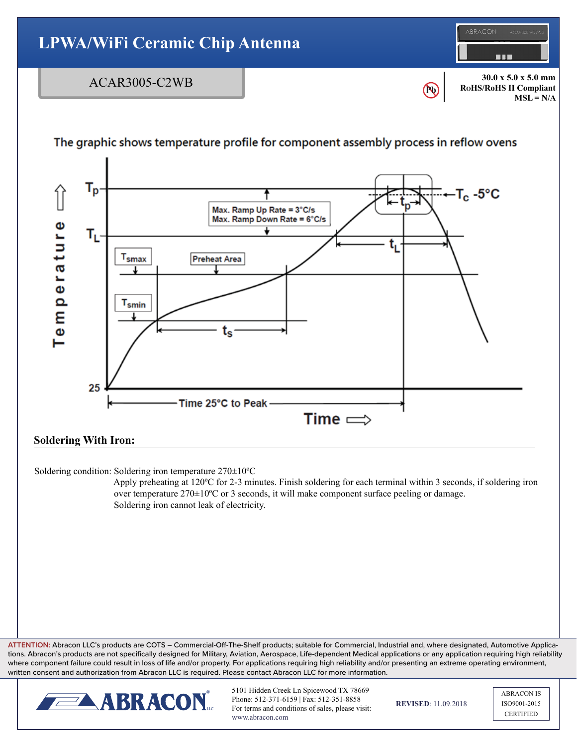# LPWA/WiFi Ceramic Chip Antenna

ACAR3005-C2WB

30.0 x 5.0 x 5.0 mm
RoHS/RoHS II Compliant
MSL = N/A

The graphic shows temperature profile for component assembly process in reflow ovens

Tp
TL
Tsmax
Tsmin
25
Max. Ramp Up Rate = 3°C/s
Max. Ramp Down Rate = 6°C/s
Preheat Area
ts
tp
tL
Tc -5°C
Temperature
Time 25°C to Peak
Time

## Soldering With Iron:

Soldering condition: Soldering iron temperature 270±10ºC
Apply preheating at 120ºC for 2-3 minutes. Finish soldering for each terminal within 3 seconds, if soldering iron over temperature 270±10ºC or 3 seconds, it will make component surface peeling or damage.
Soldering iron cannot leak of electricity.

ATTENTION: Abracon LLC's products are COTS – Commercial-Off-The-Shelf products; suitable for Commercial, Industrial and, where designated, Automotive Applications. Abracon's products are not specifically designed for Military, Aviation, Aerospace, Life-dependent Medical applications or any application requiring high reliability where component failure could result in loss of life and/or property. For applications requiring high reliability and/or presenting an extreme operating environment, written consent and authorization from Abracon LLC is required. Please contact Abracon LLC for more information.

ABRACON LLC

5101 Hidden Creek Ln Spicewood TX 78669
Phone: 512-371-6159 | Fax: 512-351-8858
For terms and conditions of sales, please visit:
www.abracon.com

**REVISED**: 11.09.2018

ABRACON IS ISO9001-2015 CERTIFIED